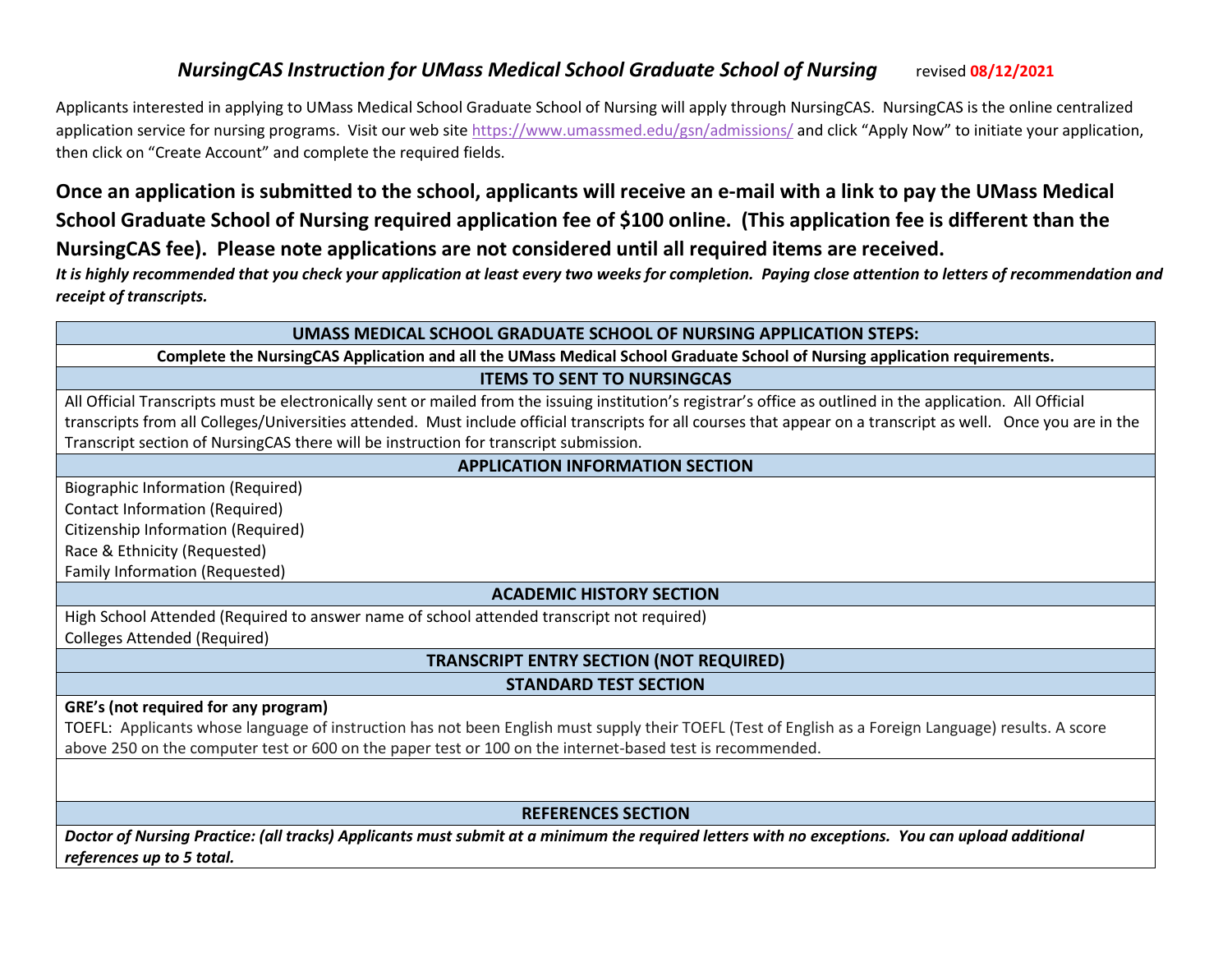# *NursingCAS Instruction for UMass Medical School Graduate School of Nursing* revised 08/12/2021

Applicants interested in applying to UMass Medical School Graduate School of Nursing will apply through NursingCAS. NursingCAS is the online centralized application service for nursing programs. Visit our web site https://www.umassmed.edu/gsn/admissions/ and click "Apply Now" to initiate your application, then click on "Create Account" and complete the required fields.

**Once an application is submitted to the school, applicants will receive an e-mail with a link to pay the UMass Medical School Graduate School of Nursing required application fee of $100 online. (This application fee is different than the NursingCAS fee). Please note applications are not considered until all required items are received.**

***It is highly recommended that you check your application at least every two weeks for completion. Paying close attention to letters of recommendation and receipt of transcripts.***

| **UMASS MEDICAL SCHOOL GRADUATE SCHOOL OF NURSING APPLICATION STEPS:** |
|---|
| **Complete the NursingCAS Application and all the UMass Medical School Graduate School of Nursing application requirements.** |
| **ITEMS TO SENT TO NURSINGCAS** |
| All Official Transcripts must be electronically sent or mailed from the issuing institution's registrar's office as outlined in the application. All Official transcripts from all Colleges/Universities attended. Must include official transcripts for all courses that appear on a transcript as well. Once you are in the Transcript section of NursingCAS there will be instruction for transcript submission. |
| **APPLICATION INFORMATION SECTION** |
| Biographic Information (Required)<br>Contact Information (Required)<br>Citizenship Information (Required)<br>Race & Ethnicity (Requested)<br>Family Information (Requested) |
| **ACADEMIC HISTORY SECTION** |
| High School Attended (Required to answer name of school attended transcript not required)<br>Colleges Attended (Required) |
| **TRANSCRIPT ENTRY SECTION (NOT REQUIRED)** |
| **STANDARD TEST SECTION** |
| **GRE's (not required for any program)**<br>TOEFL: Applicants whose language of instruction has not been English must supply their TOEFL (Test of English as a Foreign Language) results. A score above 250 on the computer test or 600 on the paper test or 100 on the internet-based test is recommended. |
| |
| **REFERENCES SECTION** |
| ***Doctor of Nursing Practice: (all tracks) Applicants must submit at a minimum the required letters with no exceptions. You can upload additional references up to 5 total.*** |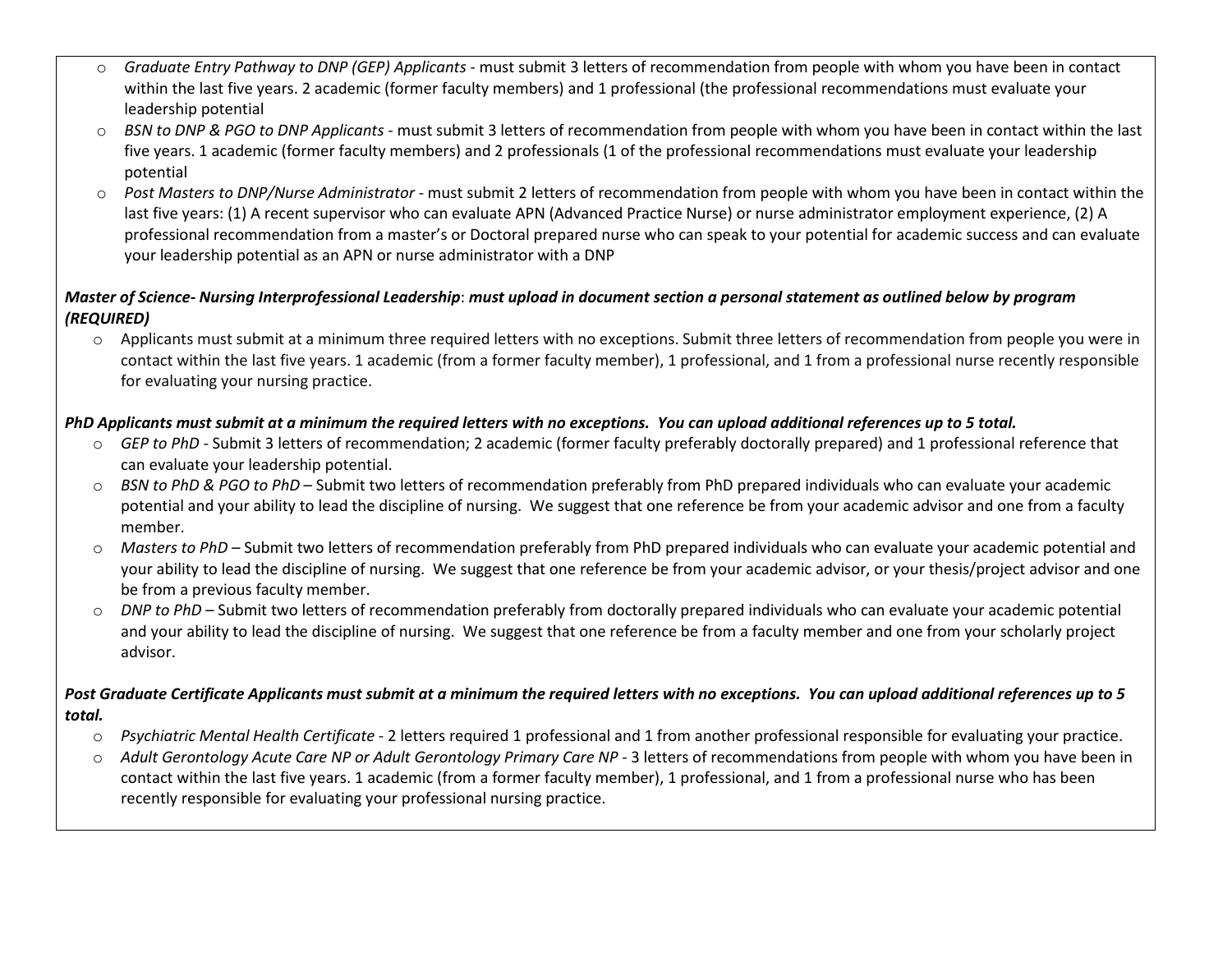- *Graduate Entry Pathway to DNP (GEP) Applicants* - must submit 3 letters of recommendation from people with whom you have been in contact within the last five years. 2 academic (former faculty members) and 1 professional (the professional recommendations must evaluate your leadership potential
- *BSN to DNP & PGO to DNP Applicants* - must submit 3 letters of recommendation from people with whom you have been in contact within the last five years. 1 academic (former faculty members) and 2 professionals (1 of the professional recommendations must evaluate your leadership potential
- *Post Masters to DNP/Nurse Administrator* - must submit 2 letters of recommendation from people with whom you have been in contact within the last five years: (1) A recent supervisor who can evaluate APN (Advanced Practice Nurse) or nurse administrator employment experience, (2) A professional recommendation from a master's or Doctoral prepared nurse who can speak to your potential for academic success and can evaluate your leadership potential as an APN or nurse administrator with a DNP

***Master of Science- Nursing Interprofessional Leadership*: must upload in document section a personal statement as outlined below by program (REQUIRED)**

- Applicants must submit at a minimum three required letters with no exceptions. Submit three letters of recommendation from people you were in contact within the last five years. 1 academic (from a former faculty member), 1 professional, and 1 from a professional nurse recently responsible for evaluating your nursing practice.

***PhD Applicants must submit at a minimum the required letters with no exceptions. You can upload additional references up to 5 total.***

- *GEP to PhD* - Submit 3 letters of recommendation; 2 academic (former faculty preferably doctorally prepared) and 1 professional reference that can evaluate your leadership potential.
- *BSN to PhD & PGO to PhD* – Submit two letters of recommendation preferably from PhD prepared individuals who can evaluate your academic potential and your ability to lead the discipline of nursing. We suggest that one reference be from your academic advisor and one from a faculty member.
- *Masters to PhD* – Submit two letters of recommendation preferably from PhD prepared individuals who can evaluate your academic potential and your ability to lead the discipline of nursing. We suggest that one reference be from your academic advisor, or your thesis/project advisor and one be from a previous faculty member.
- *DNP to PhD* – Submit two letters of recommendation preferably from doctorally prepared individuals who can evaluate your academic potential and your ability to lead the discipline of nursing. We suggest that one reference be from a faculty member and one from your scholarly project advisor.

***Post Graduate Certificate Applicants must submit at a minimum the required letters with no exceptions. You can upload additional references up to 5 total.***

- *Psychiatric Mental Health Certificate* - 2 letters required 1 professional and 1 from another professional responsible for evaluating your practice.
- *Adult Gerontology Acute Care NP or Adult Gerontology Primary Care NP* - 3 letters of recommendations from people with whom you have been in contact within the last five years. 1 academic (from a former faculty member), 1 professional, and 1 from a professional nurse who has been recently responsible for evaluating your professional nursing practice.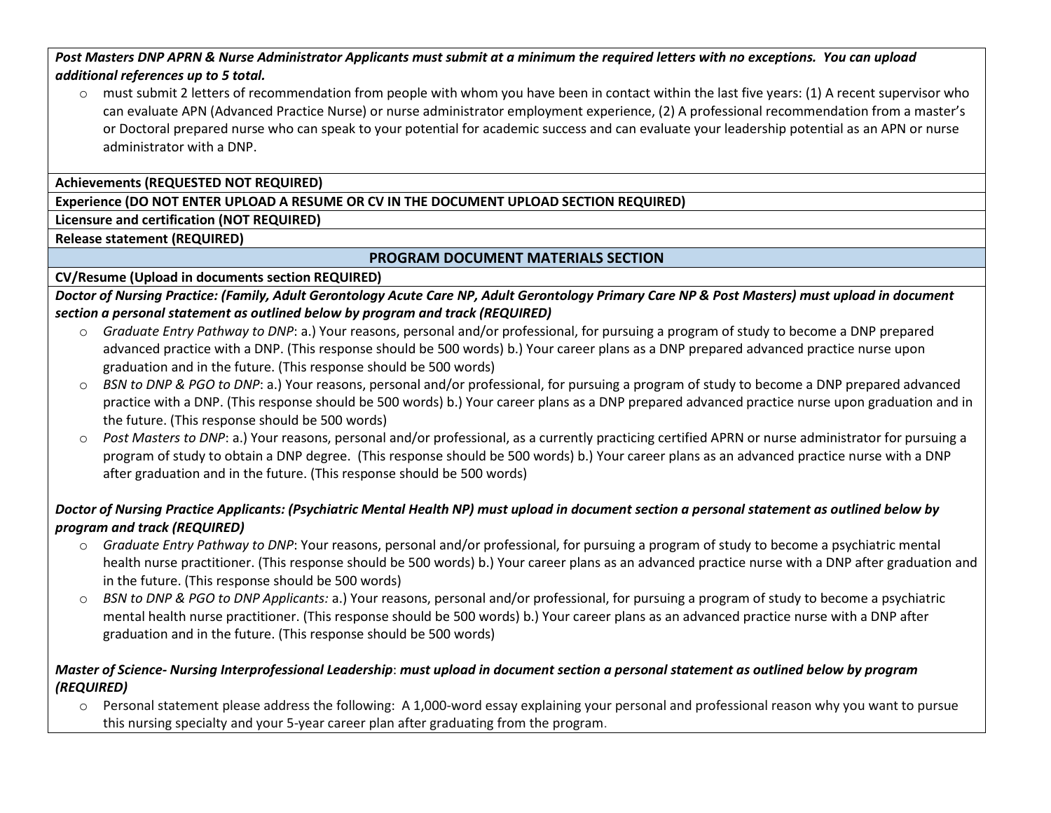***Post Masters DNP APRN & Nurse Administrator Applicants must submit at a minimum the required letters with no exceptions. You can upload additional references up to 5 total.***

- must submit 2 letters of recommendation from people with whom you have been in contact within the last five years: (1) A recent supervisor who can evaluate APN (Advanced Practice Nurse) or nurse administrator employment experience, (2) A professional recommendation from a master's or Doctoral prepared nurse who can speak to your potential for academic success and can evaluate your leadership potential as an APN or nurse administrator with a DNP.

**Achievements (REQUESTED NOT REQUIRED)**

**Experience (DO NOT ENTER UPLOAD A RESUME OR CV IN THE DOCUMENT UPLOAD SECTION REQUIRED)**

**Licensure and certification (NOT REQUIRED)**

**Release statement (REQUIRED)**

## PROGRAM DOCUMENT MATERIALS SECTION

**CV/Resume (Upload in documents section REQUIRED)**

***Doctor of Nursing Practice: (Family, Adult Gerontology Acute Care NP, Adult Gerontology Primary Care NP & Post Masters) must upload in document section a personal statement as outlined below by program and track (REQUIRED)***

- *Graduate Entry Pathway to DNP*: a.) Your reasons, personal and/or professional, for pursuing a program of study to become a DNP prepared advanced practice with a DNP. (This response should be 500 words) b.) Your career plans as a DNP prepared advanced practice nurse upon graduation and in the future. (This response should be 500 words)
- *BSN to DNP & PGO to DNP*: a.) Your reasons, personal and/or professional, for pursuing a program of study to become a DNP prepared advanced practice with a DNP. (This response should be 500 words) b.) Your career plans as a DNP prepared advanced practice nurse upon graduation and in the future. (This response should be 500 words)
- *Post Masters to DNP*: a.) Your reasons, personal and/or professional, as a currently practicing certified APRN or nurse administrator for pursuing a program of study to obtain a DNP degree. (This response should be 500 words) b.) Your career plans as an advanced practice nurse with a DNP after graduation and in the future. (This response should be 500 words)

***Doctor of Nursing Practice Applicants: (Psychiatric Mental Health NP) must upload in document section a personal statement as outlined below by program and track (REQUIRED)***

- *Graduate Entry Pathway to DNP*: Your reasons, personal and/or professional, for pursuing a program of study to become a psychiatric mental health nurse practitioner. (This response should be 500 words) b.) Your career plans as an advanced practice nurse with a DNP after graduation and in the future. (This response should be 500 words)
- *BSN to DNP & PGO to DNP Applicants:* a.) Your reasons, personal and/or professional, for pursuing a program of study to become a psychiatric mental health nurse practitioner. (This response should be 500 words) b.) Your career plans as an advanced practice nurse with a DNP after graduation and in the future. (This response should be 500 words)

***Master of Science- Nursing Interprofessional Leadership*: must upload in document section a personal statement as outlined below by program (REQUIRED)**

- Personal statement please address the following: A 1,000-word essay explaining your personal and professional reason why you want to pursue this nursing specialty and your 5-year career plan after graduating from the program.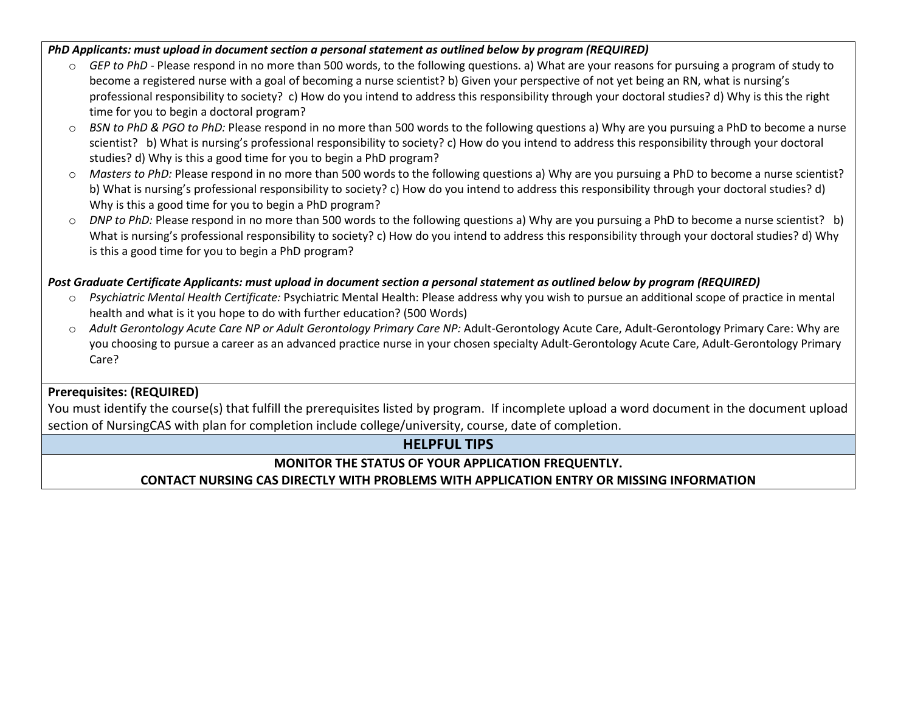***PhD Applicants: must upload in document section a personal statement as outlined below by program (REQUIRED)***

- *GEP to PhD* - Please respond in no more than 500 words, to the following questions. a) What are your reasons for pursuing a program of study to become a registered nurse with a goal of becoming a nurse scientist? b) Given your perspective of not yet being an RN, what is nursing's professional responsibility to society? c) How do you intend to address this responsibility through your doctoral studies? d) Why is this the right time for you to begin a doctoral program?
- *BSN to PhD & PGO to PhD:* Please respond in no more than 500 words to the following questions a) Why are you pursuing a PhD to become a nurse scientist? b) What is nursing's professional responsibility to society? c) How do you intend to address this responsibility through your doctoral studies? d) Why is this a good time for you to begin a PhD program?
- *Masters to PhD:* Please respond in no more than 500 words to the following questions a) Why are you pursuing a PhD to become a nurse scientist? b) What is nursing's professional responsibility to society? c) How do you intend to address this responsibility through your doctoral studies? d) Why is this a good time for you to begin a PhD program?
- *DNP to PhD:* Please respond in no more than 500 words to the following questions a) Why are you pursuing a PhD to become a nurse scientist? b) What is nursing's professional responsibility to society? c) How do you intend to address this responsibility through your doctoral studies? d) Why is this a good time for you to begin a PhD program?

***Post Graduate Certificate Applicants: must upload in document section a personal statement as outlined below by program (REQUIRED)***

- *Psychiatric Mental Health Certificate:* Psychiatric Mental Health: Please address why you wish to pursue an additional scope of practice in mental health and what is it you hope to do with further education? (500 Words)
- *Adult Gerontology Acute Care NP or Adult Gerontology Primary Care NP:* Adult-Gerontology Acute Care, Adult-Gerontology Primary Care: Why are you choosing to pursue a career as an advanced practice nurse in your chosen specialty Adult-Gerontology Acute Care, Adult-Gerontology Primary Care?

**Prerequisites: (REQUIRED)**

You must identify the course(s) that fulfill the prerequisites listed by program. If incomplete upload a word document in the document upload section of NursingCAS with plan for completion include college/university, course, date of completion.

## HELPFUL TIPS

**MONITOR THE STATUS OF YOUR APPLICATION FREQUENTLY.**

**CONTACT NURSING CAS DIRECTLY WITH PROBLEMS WITH APPLICATION ENTRY OR MISSING INFORMATION**